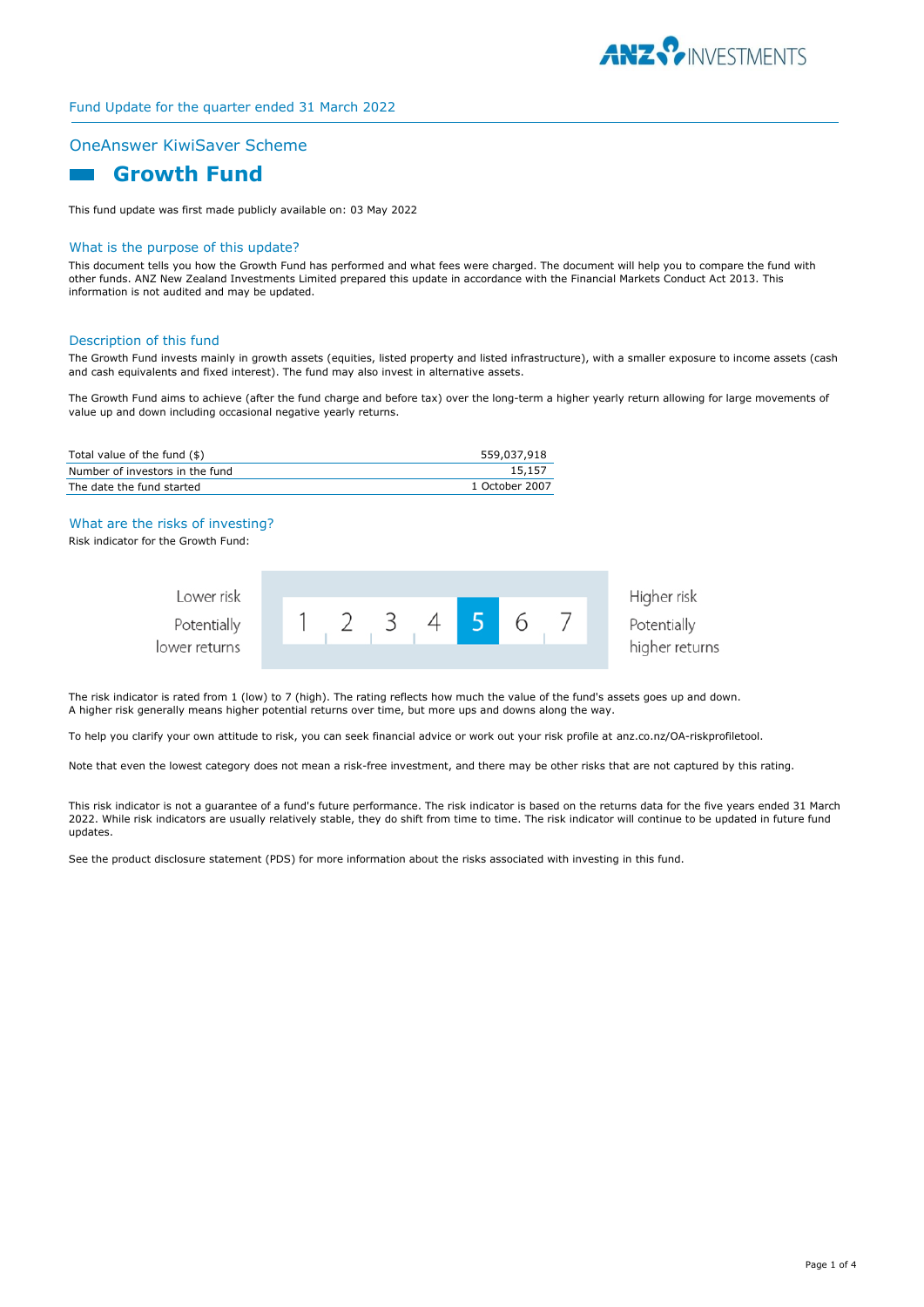Fund Update for the quarter ended 31 March 2022

## OneAnswer KiwiSaver Scheme

# Growth Fund

This fund update was first made publicly available on: 03 May 2022

## What is the purpose of this update?

This document tells you how the Growth Fund has performed and what fees were charged. The document will help you to compare the fund with other funds. ANZ New Zealand Investments Limited prepared this update in accordance with the Financial Markets Conduct Act 2013. This information is not audited and may be updated.

## Description of this fund

The Growth Fund invests mainly in growth assets (equities, listed property and listed infrastructure), with a smaller exposure to income assets (cash and cash equivalents and fixed interest). The fund may also invest in alternative assets.

The Growth Fund aims to achieve (after the fund charge and before tax) over the long-term a higher yearly return allowing for large movements of value up and down including occasional negative yearly returns.

| | |
|---|---|
| Total value of the fund ($) | 559,037,918 |
| Number of investors in the fund | 15,157 |
| The date the fund started | 1 October 2007 |

## What are the risks of investing?

Risk indicator for the Growth Fund:

| Lower risk<br>Potentially lower returns | 1 | 2 | 3 | 4 | **5** | 6 | 7 | Higher risk<br>Potentially higher returns |
|---|---|---|---|---|---|---|---|---|

The risk indicator is rated from 1 (low) to 7 (high). The rating reflects how much the value of the fund's assets goes up and down. A higher risk generally means higher potential returns over time, but more ups and downs along the way.

To help you clarify your own attitude to risk, you can seek financial advice or work out your risk profile at anz.co.nz/OA-riskprofiletool.

Note that even the lowest category does not mean a risk-free investment, and there may be other risks that are not captured by this rating.

This risk indicator is not a guarantee of a fund's future performance. The risk indicator is based on the returns data for the five years ended 31 March 2022. While risk indicators are usually relatively stable, they do shift from time to time. The risk indicator will continue to be updated in future fund updates.

See the product disclosure statement (PDS) for more information about the risks associated with investing in this fund.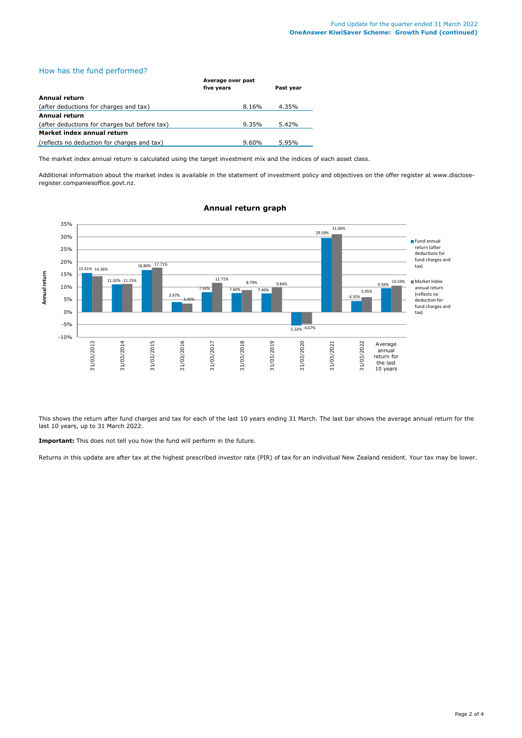## How has the fund performed?

| | Average over past five years | Past year |
|---|---|---|
| **Annual return** | | |
| (after deductions for charges and tax) | 8.16% | 4.35% |
| **Annual return** | | |
| (after deductions for charges but before tax) | 9.35% | 5.42% |
| **Market index annual return** | | |
| (reflects no deduction for charges and tax) | 9.60% | 5.95% |

The market index annual return is calculated using the target investment mix and the indices of each asset class.

Additional information about the market index is available in the statement of investment policy and objectives on the offer register at www.disclose-register.companiesoffice.govt.nz.

### Annual return graph

| | Fund annual return (after deductions for fund charges and tax) | Market index annual return (reflects no deduction for fund charges and tax) |
|---|---|---|
| 31/03/2013 | 15.61% | 14.36% |
| 31/03/2014 | 11.02% | 11.25% |
| 31/03/2015 | 16.80% | 17.71% |
| 31/03/2016 | 3.97% | 3.40% |
| 31/03/2017 | 7.93% | 11.71% |
| 31/03/2018 | 7.60% | 8.79% |
| 31/03/2019 | 7.46% | 9.84% |
| 31/03/2020 | -5.32% | -4.67% |
| 31/03/2021 | 29.59% | 31.06% |
| 31/03/2022 | 4.35% | 5.95% |
| Average annual return for the last 10 years | 9.56% | 10.59% |

This shows the return after fund charges and tax for each of the last 10 years ending 31 March. The last bar shows the average annual return for the last 10 years, up to 31 March 2022.

**Important:** This does not tell you how the fund will perform in the future.

Returns in this update are after tax at the highest prescribed investor rate (PIR) of tax for an individual New Zealand resident. Your tax may be lower.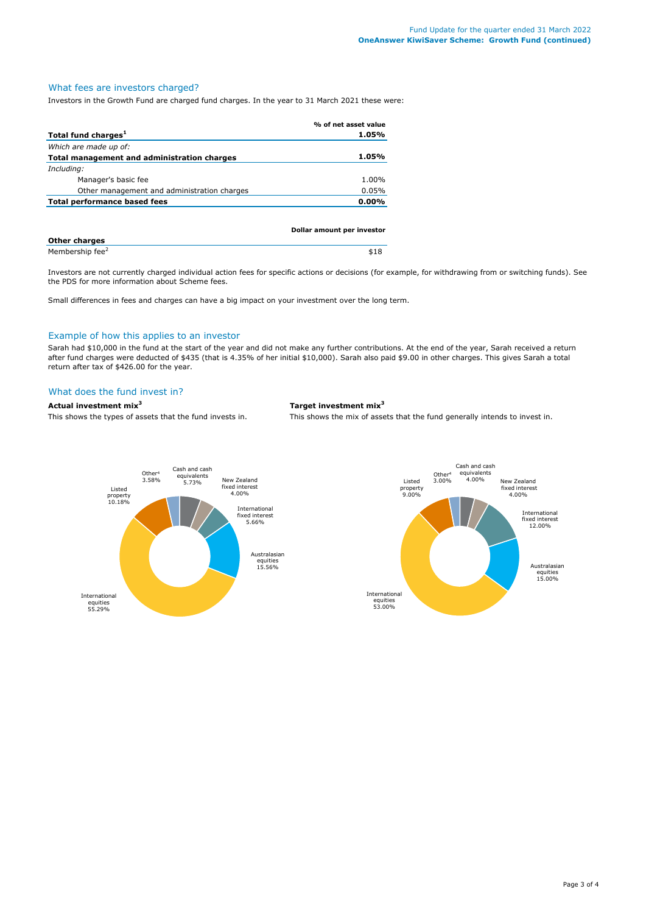## What fees are investors charged?

Investors in the Growth Fund are charged fund charges. In the year to 31 March 2021 these were:

| | % of net asset value |
|---|---|
| **Total fund charges[1]** | **1.05%** |
| *Which are made up of:* | |
| **Total management and administration charges** | **1.05%** |
| *Including:* | |
| Manager's basic fee | 1.00% |
| Other management and administration charges | 0.05% |
| **Total performance based fees** | **0.00%** |

| | Dollar amount per investor |
|---|---|
| **Other charges** | |
| Membership fee[2] | $18 |

Investors are not currently charged individual action fees for specific actions or decisions (for example, for withdrawing from or switching funds). See the PDS for more information about Scheme fees.

Small differences in fees and charges can have a big impact on your investment over the long term.

## Example of how this applies to an investor

Sarah had $10,000 in the fund at the start of the year and did not make any further contributions. At the end of the year, Sarah received a return after fund charges were deducted of $435 (that is 4.35% of her initial $10,000). Sarah also paid $9.00 in other charges. This gives Sarah a total return after tax of $426.00 for the year.

## What does the fund invest in?

**Actual investment mix[3]**

This shows the types of assets that the fund invests in.

| Asset type | Actual |
|---|---|
| Cash and cash equivalents | 5.73% |
| New Zealand fixed interest | 4.00% |
| International fixed interest | 5.66% |
| Australasian equities | 15.56% |
| International equities | 55.29% |
| Listed property | 10.18% |
| Other[4] | 3.58% |

**Target investment mix[3]**

This shows the mix of assets that the fund generally intends to invest in.

| Asset type | Target |
|---|---|
| Cash and cash equivalents | 4.00% |
| New Zealand fixed interest | 4.00% |
| International fixed interest | 12.00% |
| Australasian equities | 15.00% |
| International equities | 53.00% |
| Listed property | 9.00% |
| Other[4] | 3.00% |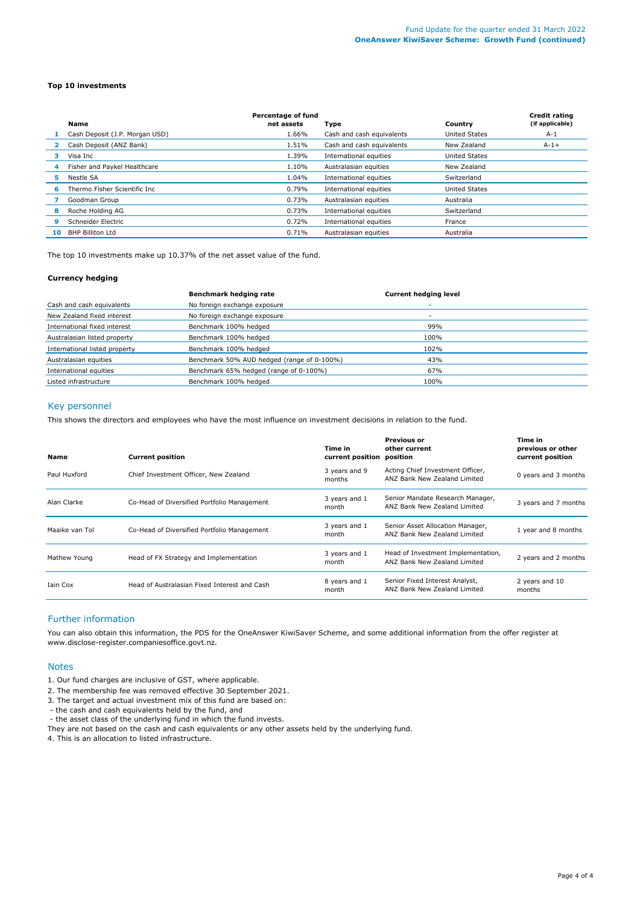### Top 10 investments

| | Name | Percentage of fund net assets | Type | Country | Credit rating (if applicable) |
|---|---|---|---|---|---|
| 1 | Cash Deposit (J.P. Morgan USD) | 1.66% | Cash and cash equivalents | United States | A-1 |
| 2 | Cash Deposit (ANZ Bank) | 1.51% | Cash and cash equivalents | New Zealand | A-1+ |
| 3 | Visa Inc | 1.39% | International equities | United States | |
| 4 | Fisher and Paykel Healthcare | 1.10% | Australasian equities | New Zealand | |
| 5 | Nestle SA | 1.04% | International equities | Switzerland | |
| 6 | Thermo Fisher Scientific Inc | 0.79% | International equities | United States | |
| 7 | Goodman Group | 0.73% | Australasian equities | Australia | |
| 8 | Roche Holding AG | 0.73% | International equities | Switzerland | |
| 9 | Schneider Electric | 0.72% | International equities | France | |
| 10 | BHP Billiton Ltd | 0.71% | Australasian equities | Australia | |

The top 10 investments make up 10.37% of the net asset value of the fund.

### Currency hedging

| | Benchmark hedging rate | Current hedging level |
|---|---|---|
| Cash and cash equivalents | No foreign exchange exposure | - |
| New Zealand fixed interest | No foreign exchange exposure | - |
| International fixed interest | Benchmark 100% hedged | 99% |
| Australasian listed property | Benchmark 100% hedged | 100% |
| International listed property | Benchmark 100% hedged | 102% |
| Australasian equities | Benchmark 50% AUD hedged (range of 0-100%) | 43% |
| International equities | Benchmark 65% hedged (range of 0-100%) | 67% |
| Listed infrastructure | Benchmark 100% hedged | 100% |

## Key personnel

This shows the directors and employees who have the most influence on investment decisions in relation to the fund.

| Name | Current position | Time in current position | Previous or other current position | Time in previous or other current position |
|---|---|---|---|---|
| Paul Huxford | Chief Investment Officer, New Zealand | 3 years and 9 months | Acting Chief Investment Officer, ANZ Bank New Zealand Limited | 0 years and 3 months |
| Alan Clarke | Co-Head of Diversified Portfolio Management | 3 years and 1 month | Senior Mandate Research Manager, ANZ Bank New Zealand Limited | 3 years and 7 months |
| Maaike van Tol | Co-Head of Diversified Portfolio Management | 3 years and 1 month | Senior Asset Allocation Manager, ANZ Bank New Zealand Limited | 1 year and 8 months |
| Mathew Young | Head of FX Strategy and Implementation | 3 years and 1 month | Head of Investment Implementation, ANZ Bank New Zealand Limited | 2 years and 2 months |
| Iain Cox | Head of Australasian Fixed Interest and Cash | 8 years and 1 month | Senior Fixed Interest Analyst, ANZ Bank New Zealand Limited | 2 years and 10 months |

## Further information

You can also obtain this information, the PDS for the OneAnswer KiwiSaver Scheme, and some additional information from the offer register at www.disclose-register.companiesoffice.govt.nz.

## Notes

1. Our fund charges are inclusive of GST, where applicable.
2. The membership fee was removed effective 30 September 2021.
3. The target and actual investment mix of this fund are based on:
 - the cash and cash equivalents held by the fund, and
 - the asset class of the underlying fund in which the fund invests.

They are not based on the cash and cash equivalents or any other assets held by the underlying fund.

4. This is an allocation to listed infrastructure.